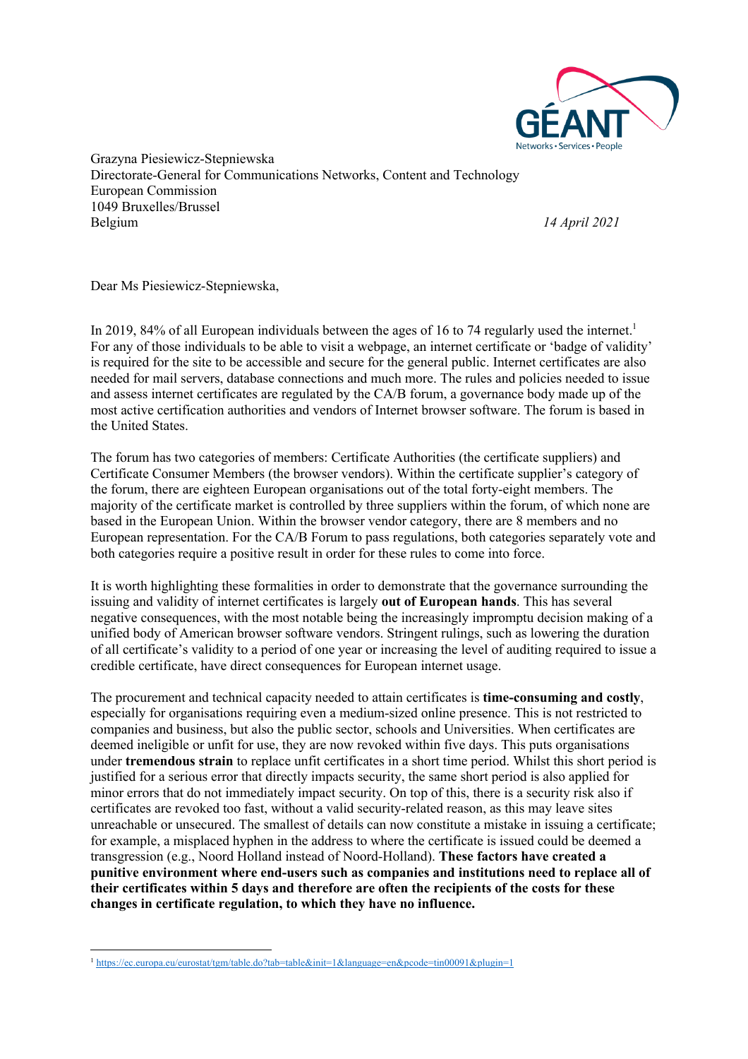Grazyna Piesiewicz-Stepniewska
Directorate-General for Communications Networks, Content and Technology
European Commission
1049 Bruxelles/Brussel
Belgium

*14 April 2021*

Dear Ms Piesiewicz-Stepniewska,

In 2019, 84% of all European individuals between the ages of 16 to 74 regularly used the internet.[1] For any of those individuals to be able to visit a webpage, an internet certificate or 'badge of validity' is required for the site to be accessible and secure for the general public. Internet certificates are also needed for mail servers, database connections and much more. The rules and policies needed to issue and assess internet certificates are regulated by the CA/B forum, a governance body made up of the most active certification authorities and vendors of Internet browser software. The forum is based in the United States.

The forum has two categories of members: Certificate Authorities (the certificate suppliers) and Certificate Consumer Members (the browser vendors). Within the certificate supplier's category of the forum, there are eighteen European organisations out of the total forty-eight members. The majority of the certificate market is controlled by three suppliers within the forum, of which none are based in the European Union. Within the browser vendor category, there are 8 members and no European representation. For the CA/B Forum to pass regulations, both categories separately vote and both categories require a positive result in order for these rules to come into force.

It is worth highlighting these formalities in order to demonstrate that the governance surrounding the issuing and validity of internet certificates is largely **out of European hands**. This has several negative consequences, with the most notable being the increasingly impromptu decision making of a unified body of American browser software vendors. Stringent rulings, such as lowering the duration of all certificate's validity to a period of one year or increasing the level of auditing required to issue a credible certificate, have direct consequences for European internet usage.

The procurement and technical capacity needed to attain certificates is **time-consuming and costly**, especially for organisations requiring even a medium-sized online presence. This is not restricted to companies and business, but also the public sector, schools and Universities. When certificates are deemed ineligible or unfit for use, they are now revoked within five days. This puts organisations under **tremendous strain** to replace unfit certificates in a short time period. Whilst this short period is justified for a serious error that directly impacts security, the same short period is also applied for minor errors that do not immediately impact security. On top of this, there is a security risk also if certificates are revoked too fast, without a valid security-related reason, as this may leave sites unreachable or unsecured. The smallest of details can now constitute a mistake in issuing a certificate; for example, a misplaced hyphen in the address to where the certificate is issued could be deemed a transgression (e.g., Noord Holland instead of Noord-Holland). **These factors have created a punitive environment where end-users such as companies and institutions need to replace all of their certificates within 5 days and therefore are often the recipients of the costs for these changes in certificate regulation, to which they have no influence.**

---

[1] https://ec.europa.eu/eurostat/tgm/table.do?tab=table&init=1&language=en&pcode=tin00091&plugin=1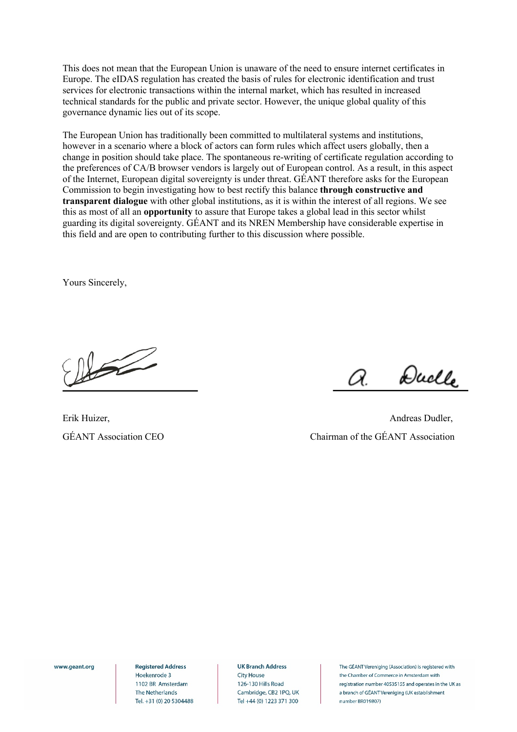This does not mean that the European Union is unaware of the need to ensure internet certificates in Europe. The eIDAS regulation has created the basis of rules for electronic identification and trust services for electronic transactions within the internal market, which has resulted in increased technical standards for the public and private sector. However, the unique global quality of this governance dynamic lies out of its scope.

The European Union has traditionally been committed to multilateral systems and institutions, however in a scenario where a block of actors can form rules which affect users globally, then a change in position should take place. The spontaneous re-writing of certificate regulation according to the preferences of CA/B browser vendors is largely out of European control. As a result, in this aspect of the Internet, European digital sovereignty is under threat. GÉANT therefore asks for the European Commission to begin investigating how to best rectify this balance **through constructive and transparent dialogue** with other global institutions, as it is within the interest of all regions. We see this as most of all an **opportunity** to assure that Europe takes a global lead in this sector whilst guarding its digital sovereignty. GÉANT and its NREN Membership have considerable expertise in this field and are open to contributing further to this discussion where possible.

Yours Sincerely,

Erik Huizer,
GÉANT Association CEO

Andreas Dudler,
Chairman of the GÉANT Association

www.geant.org

**Registered Address**
Hoekenrode 3
1102 BR Amsterdam
The Netherlands
Tel. +31 (0) 20 5304488

**UK Branch Address**
City House
126-130 Hills Road
Cambridge, CB2 1PQ, UK
Tel +44 (0) 1223 371 300

The GÉANT Vereniging (Association) is registered with the Chamber of Commerce in Amsterdam with registration number 40535155 and operates in the UK as a branch of GÉANT Vereniging (UK establishment number BR019807)